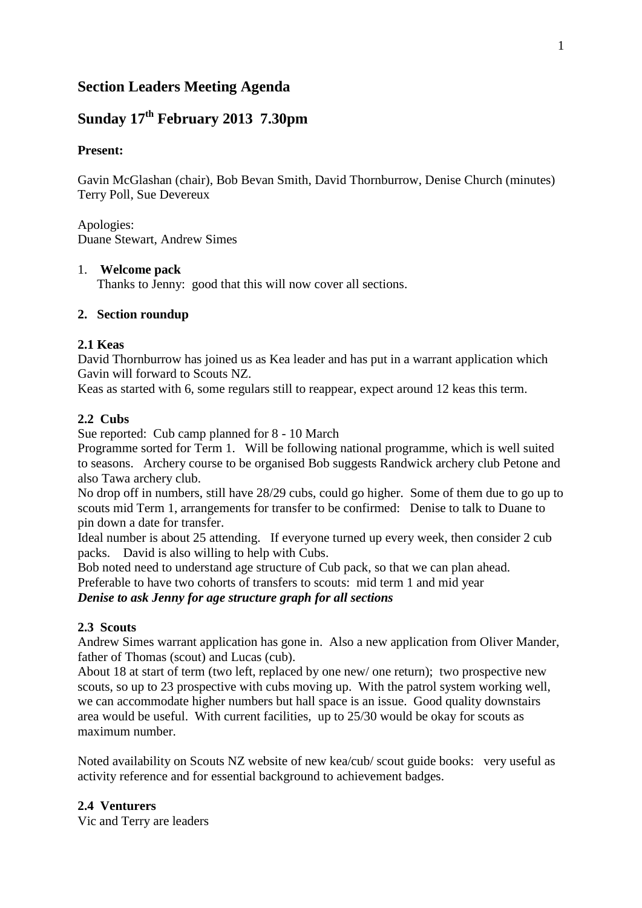# Section Leaders Meeting Agenda

# Sunday 17th February 2013 7.30pm

**Present:**

Gavin McGlashan (chair), Bob Bevan Smith, David Thornburrow, Denise Church (minutes) Terry Poll, Sue Devereux

Apologies:
Duane Stewart, Andrew Simes

1. **Welcome pack**
   Thanks to Jenny: good that this will now cover all sections.

**2. Section roundup**

**2.1 Keas**

David Thornburrow has joined us as Kea leader and has put in a warrant application which Gavin will forward to Scouts NZ.
Keas as started with 6, some regulars still to reappear, expect around 12 keas this term.

**2.2 Cubs**

Sue reported: Cub camp planned for 8 - 10 March
Programme sorted for Term 1. Will be following national programme, which is well suited to seasons. Archery course to be organised Bob suggests Randwick archery club Petone and also Tawa archery club.
No drop off in numbers, still have 28/29 cubs, could go higher. Some of them due to go up to scouts mid Term 1, arrangements for transfer to be confirmed: Denise to talk to Duane to pin down a date for transfer.
Ideal number is about 25 attending. If everyone turned up every week, then consider 2 cub packs. David is also willing to help with Cubs.
Bob noted need to understand age structure of Cub pack, so that we can plan ahead.
Preferable to have two cohorts of transfers to scouts: mid term 1 and mid year
***Denise to ask Jenny for age structure graph for all sections***

**2.3 Scouts**

Andrew Simes warrant application has gone in. Also a new application from Oliver Mander, father of Thomas (scout) and Lucas (cub).
About 18 at start of term (two left, replaced by one new/ one return); two prospective new scouts, so up to 23 prospective with cubs moving up. With the patrol system working well, we can accommodate higher numbers but hall space is an issue. Good quality downstairs area would be useful. With current facilities, up to 25/30 would be okay for scouts as maximum number.

Noted availability on Scouts NZ website of new kea/cub/ scout guide books: very useful as activity reference and for essential background to achievement badges.

**2.4 Venturers**

Vic and Terry are leaders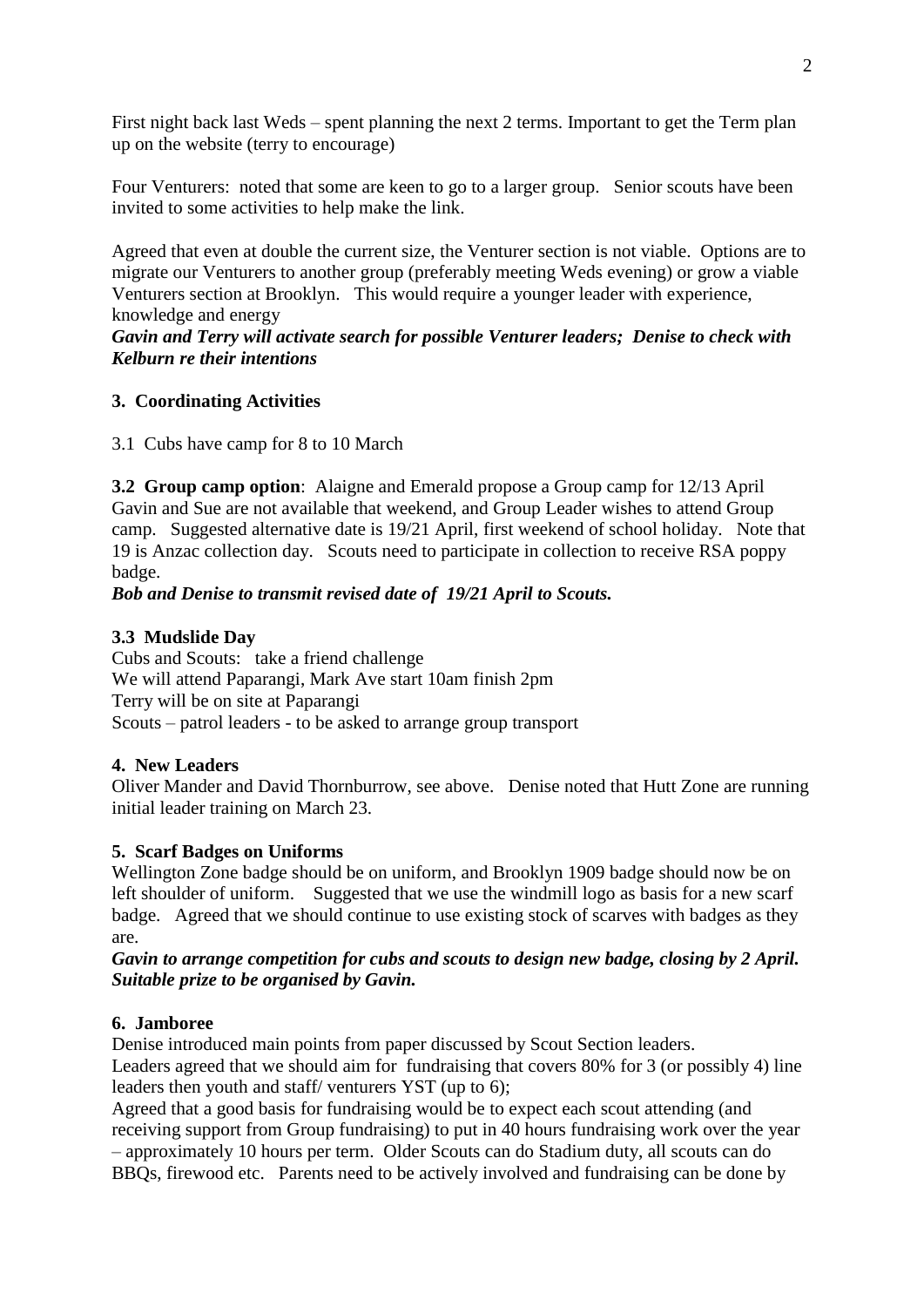First night back last Weds – spent planning the next 2 terms. Important to get the Term plan up on the website (terry to encourage)

Four Venturers: noted that some are keen to go to a larger group. Senior scouts have been invited to some activities to help make the link.

Agreed that even at double the current size, the Venturer section is not viable. Options are to migrate our Venturers to another group (preferably meeting Weds evening) or grow a viable Venturers section at Brooklyn. This would require a younger leader with experience, knowledge and energy

***Gavin and Terry will activate search for possible Venturer leaders; Denise to check with Kelburn re their intentions***

**3. Coordinating Activities**

3.1 Cubs have camp for 8 to 10 March

**3.2 Group camp option**: Alaigne and Emerald propose a Group camp for 12/13 April Gavin and Sue are not available that weekend, and Group Leader wishes to attend Group camp. Suggested alternative date is 19/21 April, first weekend of school holiday. Note that 19 is Anzac collection day. Scouts need to participate in collection to receive RSA poppy badge.

***Bob and Denise to transmit revised date of 19/21 April to Scouts.***

**3.3 Mudslide Day**

Cubs and Scouts: take a friend challenge
We will attend Paparangi, Mark Ave start 10am finish 2pm
Terry will be on site at Paparangi
Scouts – patrol leaders - to be asked to arrange group transport

**4. New Leaders**

Oliver Mander and David Thornburrow, see above. Denise noted that Hutt Zone are running initial leader training on March 23.

**5. Scarf Badges on Uniforms**

Wellington Zone badge should be on uniform, and Brooklyn 1909 badge should now be on left shoulder of uniform. Suggested that we use the windmill logo as basis for a new scarf badge. Agreed that we should continue to use existing stock of scarves with badges as they are.

***Gavin to arrange competition for cubs and scouts to design new badge, closing by 2 April. Suitable prize to be organised by Gavin.***

**6. Jamboree**

Denise introduced main points from paper discussed by Scout Section leaders.
Leaders agreed that we should aim for fundraising that covers 80% for 3 (or possibly 4) line leaders then youth and staff/ venturers YST (up to 6);
Agreed that a good basis for fundraising would be to expect each scout attending (and receiving support from Group fundraising) to put in 40 hours fundraising work over the year – approximately 10 hours per term. Older Scouts can do Stadium duty, all scouts can do BBQs, firewood etc. Parents need to be actively involved and fundraising can be done by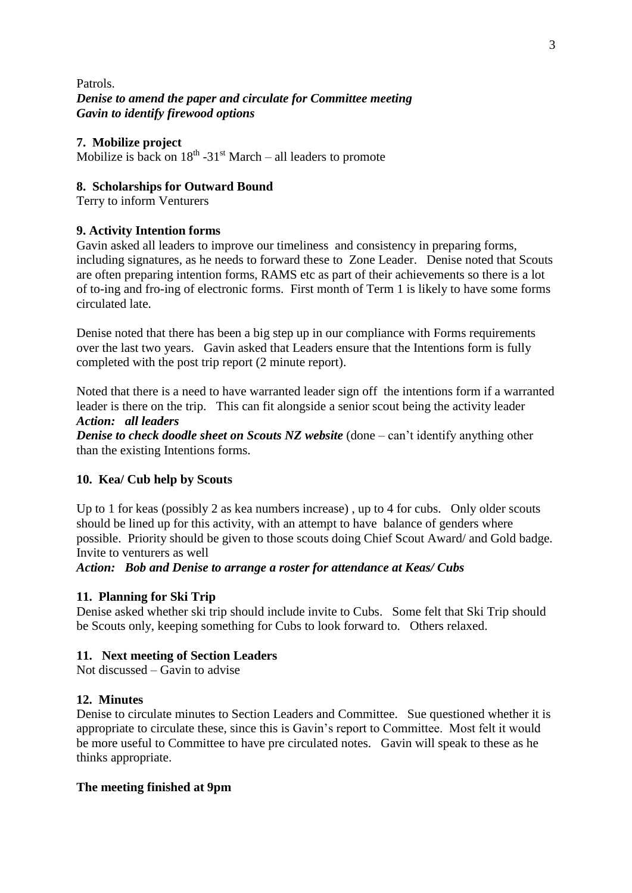Patrols.

***Denise to amend the paper and circulate for Committee meeting***
***Gavin to identify firewood options***

**7. Mobilize project**

Mobilize is back on 18th -31st March – all leaders to promote

**8. Scholarships for Outward Bound**

Terry to inform Venturers

**9. Activity Intention forms**

Gavin asked all leaders to improve our timeliness and consistency in preparing forms, including signatures, as he needs to forward these to Zone Leader. Denise noted that Scouts are often preparing intention forms, RAMS etc as part of their achievements so there is a lot of to-ing and fro-ing of electronic forms. First month of Term 1 is likely to have some forms circulated late.

Denise noted that there has been a big step up in our compliance with Forms requirements over the last two years. Gavin asked that Leaders ensure that the Intentions form is fully completed with the post trip report (2 minute report).

Noted that there is a need to have warranted leader sign off the intentions form if a warranted leader is there on the trip. This can fit alongside a senior scout being the activity leader
***Action: all leaders***
***Denise to check doodle sheet on Scouts NZ website*** (done – can't identify anything other than the existing Intentions forms.

**10. Kea/ Cub help by Scouts**

Up to 1 for keas (possibly 2 as kea numbers increase) , up to 4 for cubs. Only older scouts should be lined up for this activity, with an attempt to have balance of genders where possible. Priority should be given to those scouts doing Chief Scout Award/ and Gold badge. Invite to venturers as well
***Action: Bob and Denise to arrange a roster for attendance at Keas/ Cubs***

**11. Planning for Ski Trip**

Denise asked whether ski trip should include invite to Cubs. Some felt that Ski Trip should be Scouts only, keeping something for Cubs to look forward to. Others relaxed.

**11. Next meeting of Section Leaders**

Not discussed – Gavin to advise

**12. Minutes**

Denise to circulate minutes to Section Leaders and Committee. Sue questioned whether it is appropriate to circulate these, since this is Gavin's report to Committee. Most felt it would be more useful to Committee to have pre circulated notes. Gavin will speak to these as he thinks appropriate.

**The meeting finished at 9pm**